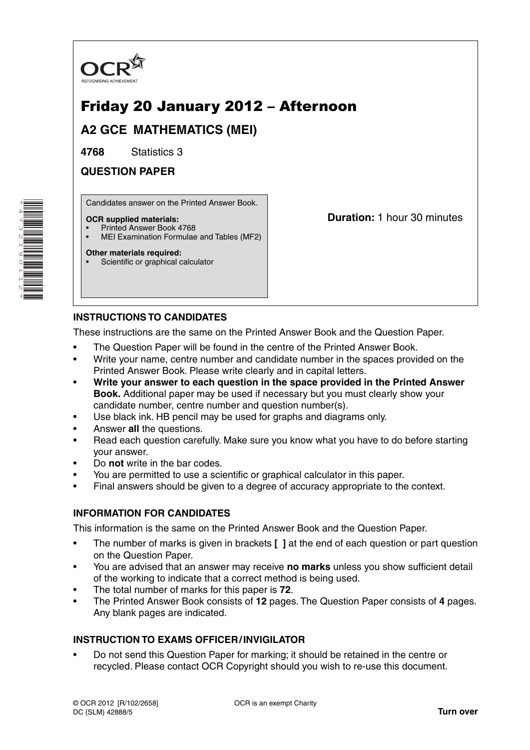OCR
RECOGNISING ACHIEVEMENT

# Friday 20 January 2012 – Afternoon

## A2 GCE MATHEMATICS (MEI)

**4768** Statistics 3

## QUESTION PAPER

Candidates answer on the Printed Answer Book.

**OCR supplied materials:**
- Printed Answer Book 4768
- MEI Examination Formulae and Tables (MF2)

**Other materials required:**
- Scientific or graphical calculator

**Duration:** 1 hour 30 minutes

### INSTRUCTIONS TO CANDIDATES

These instructions are the same on the Printed Answer Book and the Question Paper.

- The Question Paper will be found in the centre of the Printed Answer Book.
- Write your name, centre number and candidate number in the spaces provided on the Printed Answer Book. Please write clearly and in capital letters.
- **Write your answer to each question in the space provided in the Printed Answer Book.** Additional paper may be used if necessary but you must clearly show your candidate number, centre number and question number(s).
- Use black ink. HB pencil may be used for graphs and diagrams only.
- Answer **all** the questions.
- Read each question carefully. Make sure you know what you have to do before starting your answer.
- Do **not** write in the bar codes.
- You are permitted to use a scientific or graphical calculator in this paper.
- Final answers should be given to a degree of accuracy appropriate to the context.

### INFORMATION FOR CANDIDATES

This information is the same on the Printed Answer Book and the Question Paper.

- The number of marks is given in brackets **[ ]** at the end of each question or part question on the Question Paper.
- You are advised that an answer may receive **no marks** unless you show sufficient detail of the working to indicate that a correct method is being used.
- The total number of marks for this paper is **72**.
- The Printed Answer Book consists of **12** pages. The Question Paper consists of **4** pages. Any blank pages are indicated.

### INSTRUCTION TO EXAMS OFFICER / INVIGILATOR

- Do not send this Question Paper for marking; it should be retained in the centre or recycled. Please contact OCR Copyright should you wish to re-use this document.

© OCR 2012 [R/102/2658]
DC (SLM) 42888/5

OCR is an exempt Charity

**Turn over**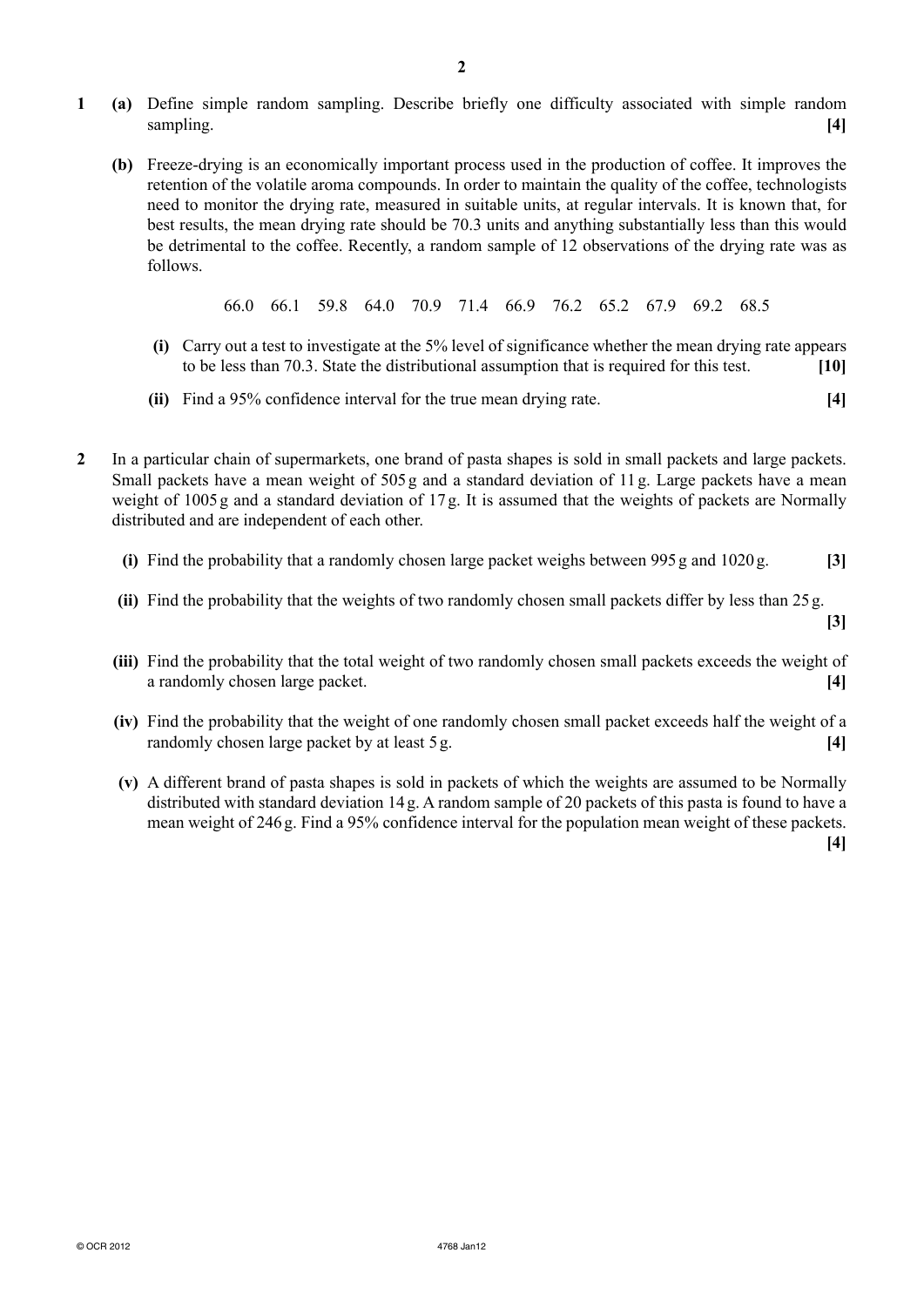**1** **(a)** Define simple random sampling. Describe briefly one difficulty associated with simple random sampling. **[4]**

**(b)** Freeze-drying is an economically important process used in the production of coffee. It improves the retention of the volatile aroma compounds. In order to maintain the quality of the coffee, technologists need to monitor the drying rate, measured in suitable units, at regular intervals. It is known that, for best results, the mean drying rate should be 70.3 units and anything substantially less than this would be detrimental to the coffee. Recently, a random sample of 12 observations of the drying rate was as follows.

66.0 66.1 59.8 64.0 70.9 71.4 66.9 76.2 65.2 67.9 69.2 68.5

**(i)** Carry out a test to investigate at the 5% level of significance whether the mean drying rate appears to be less than 70.3. State the distributional assumption that is required for this test. **[10]**

**(ii)** Find a 95% confidence interval for the true mean drying rate. **[4]**

**2** In a particular chain of supermarkets, one brand of pasta shapes is sold in small packets and large packets. Small packets have a mean weight of 505 g and a standard deviation of 11 g. Large packets have a mean weight of 1005 g and a standard deviation of 17 g. It is assumed that the weights of packets are Normally distributed and are independent of each other.

**(i)** Find the probability that a randomly chosen large packet weighs between 995 g and 1020 g. **[3]**

**(ii)** Find the probability that the weights of two randomly chosen small packets differ by less than 25 g. **[3]**

**(iii)** Find the probability that the total weight of two randomly chosen small packets exceeds the weight of a randomly chosen large packet. **[4]**

**(iv)** Find the probability that the weight of one randomly chosen small packet exceeds half the weight of a randomly chosen large packet by at least 5 g. **[4]**

**(v)** A different brand of pasta shapes is sold in packets of which the weights are assumed to be Normally distributed with standard deviation 14 g. A random sample of 20 packets of this pasta is found to have a mean weight of 246 g. Find a 95% confidence interval for the population mean weight of these packets. **[4]**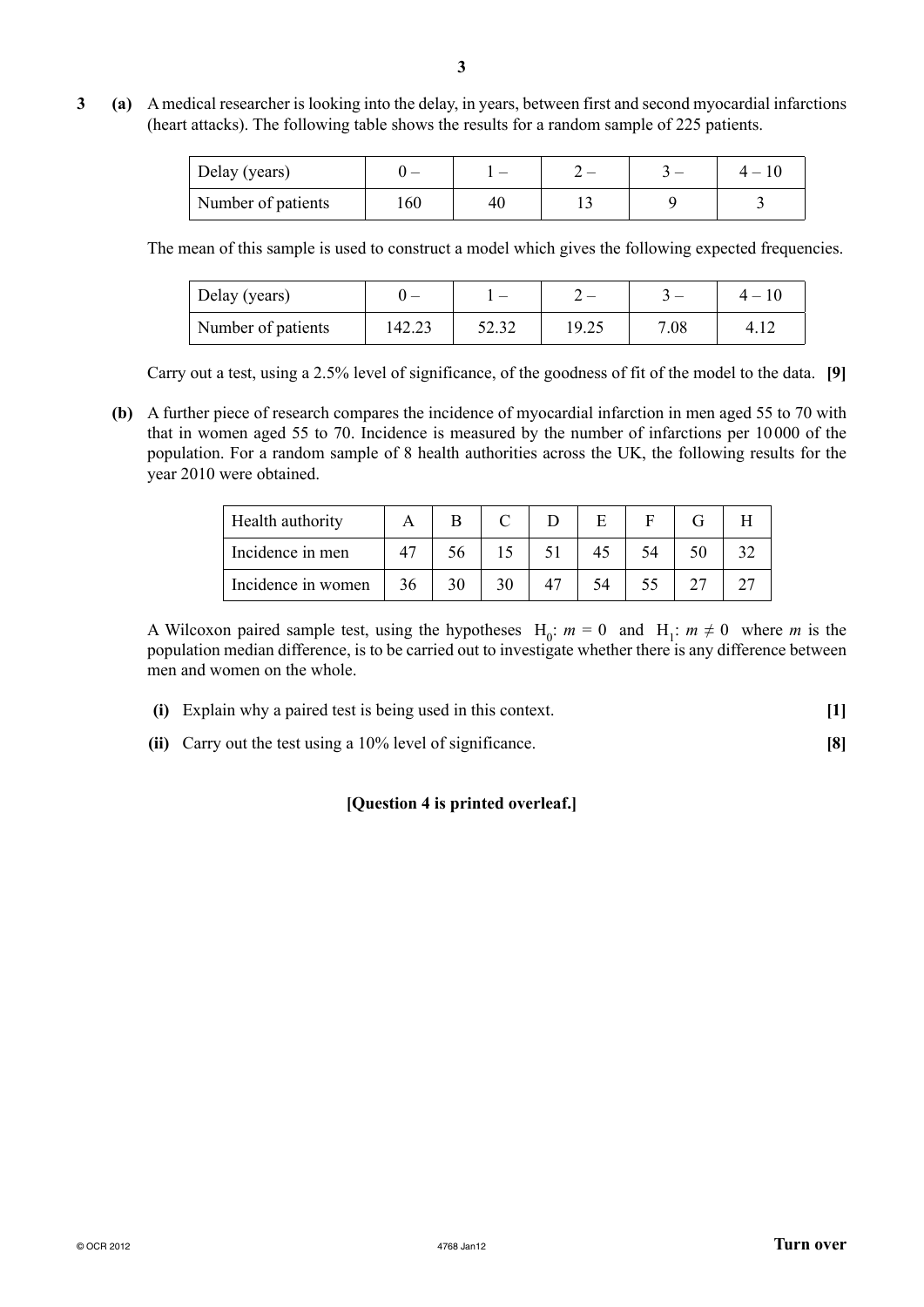**3 (a)** A medical researcher is looking into the delay, in years, between first and second myocardial infarctions (heart attacks). The following table shows the results for a random sample of 225 patients.

| Delay (years) | 0 – | 1 – | 2 – | 3 – | 4 – 10 |
|---|---|---|---|---|---|
| Number of patients | 160 | 40 | 13 | 9 | 3 |

The mean of this sample is used to construct a model which gives the following expected frequencies.

| Delay (years) | 0 – | 1 – | 2 – | 3 – | 4 – 10 |
|---|---|---|---|---|---|
| Number of patients | 142.23 | 52.32 | 19.25 | 7.08 | 4.12 |

Carry out a test, using a 2.5% level of significance, of the goodness of fit of the model to the data. **[9]**

**(b)** A further piece of research compares the incidence of myocardial infarction in men aged 55 to 70 with that in women aged 55 to 70. Incidence is measured by the number of infarctions per 10 000 of the population. For a random sample of 8 health authorities across the UK, the following results for the year 2010 were obtained.

| Health authority | A | B | C | D | E | F | G | H |
|---|---|---|---|---|---|---|---|---|
| Incidence in men | 47 | 56 | 15 | 51 | 45 | 54 | 50 | 32 |
| Incidence in women | 36 | 30 | 30 | 47 | 54 | 55 | 27 | 27 |

A Wilcoxon paired sample test, using the hypotheses $H_0$: $m = 0$ and $H_1$: $m \neq 0$ where $m$ is the population median difference, is to be carried out to investigate whether there is any difference between men and women on the whole.

**(i)** Explain why a paired test is being used in this context. **[1]**

**(ii)** Carry out the test using a 10% level of significance. **[8]**

**[Question 4 is printed overleaf.]**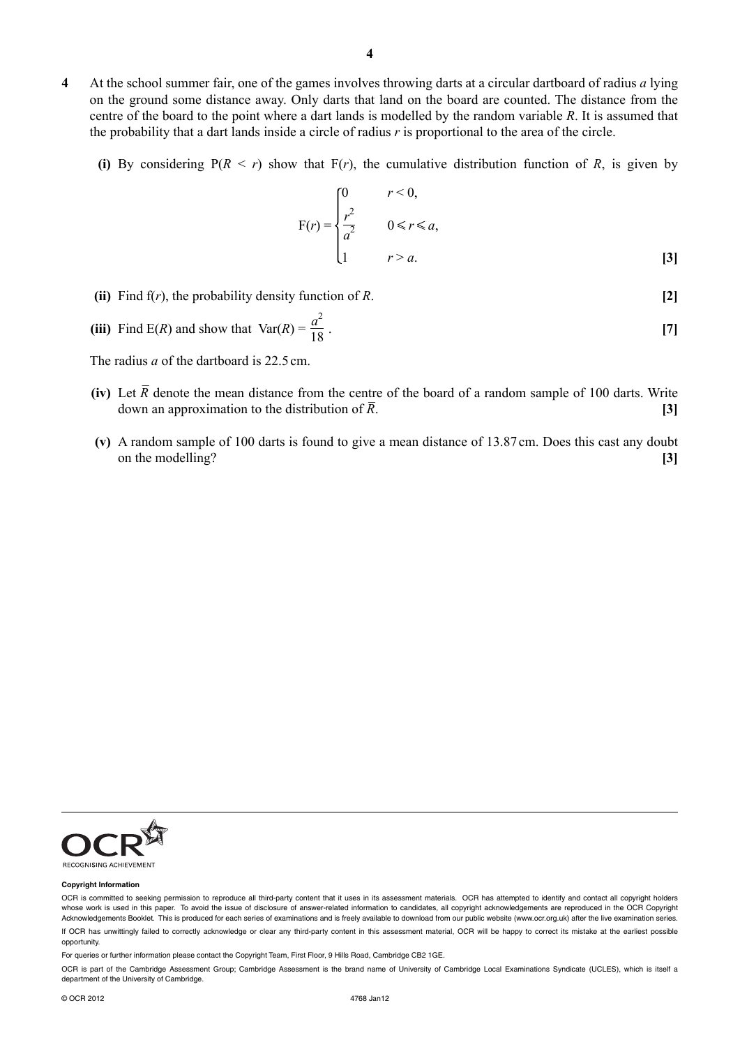**4** At the school summer fair, one of the games involves throwing darts at a circular dartboard of radius $a$ lying on the ground some distance away. Only darts that land on the board are counted. The distance from the centre of the board to the point where a dart lands is modelled by the random variable $R$. It is assumed that the probability that a dart lands inside a circle of radius $r$ is proportional to the area of the circle.

**(i)** By considering $\mathrm{P}(R < r)$ show that $\mathrm{F}(r)$, the cumulative distribution function of $R$, is given by

$$\mathrm{F}(r) = \begin{cases} 0 & r < 0, \\ \dfrac{r^2}{a^2} & 0 \leqslant r \leqslant a, \\ 1 & r > a. \end{cases}$$

**[3]**

**(ii)** Find $\mathrm{f}(r)$, the probability density function of $R$. **[2]**

**(iii)** Find $\mathrm{E}(R)$ and show that $\mathrm{Var}(R) = \dfrac{a^2}{18}$. **[7]**

The radius $a$ of the dartboard is 22.5 cm.

**(iv)** Let $\overline{R}$ denote the mean distance from the centre of the board of a random sample of 100 darts. Write down an approximation to the distribution of $\overline{R}$. **[3]**

**(v)** A random sample of 100 darts is found to give a mean distance of 13.87 cm. Does this cast any doubt on the modelling? **[3]**

**Copyright Information**

OCR is committed to seeking permission to reproduce all third-party content that it uses in its assessment materials. OCR has attempted to identify and contact all copyright holders whose work is used in this paper. To avoid the issue of disclosure of answer-related information to candidates, all copyright acknowledgements are reproduced in the OCR Copyright Acknowledgements Booklet. This is produced for each series of examinations and is freely available to download from our public website (www.ocr.org.uk) after the live examination series.

If OCR has unwittingly failed to correctly acknowledge or clear any third-party content in this assessment material, OCR will be happy to correct its mistake at the earliest possible opportunity.

For queries or further information please contact the Copyright Team, First Floor, 9 Hills Road, Cambridge CB2 1GE.

OCR is part of the Cambridge Assessment Group; Cambridge Assessment is the brand name of University of Cambridge Local Examinations Syndicate (UCLES), which is itself a department of the University of Cambridge.

© OCR 2012 4768 Jan12